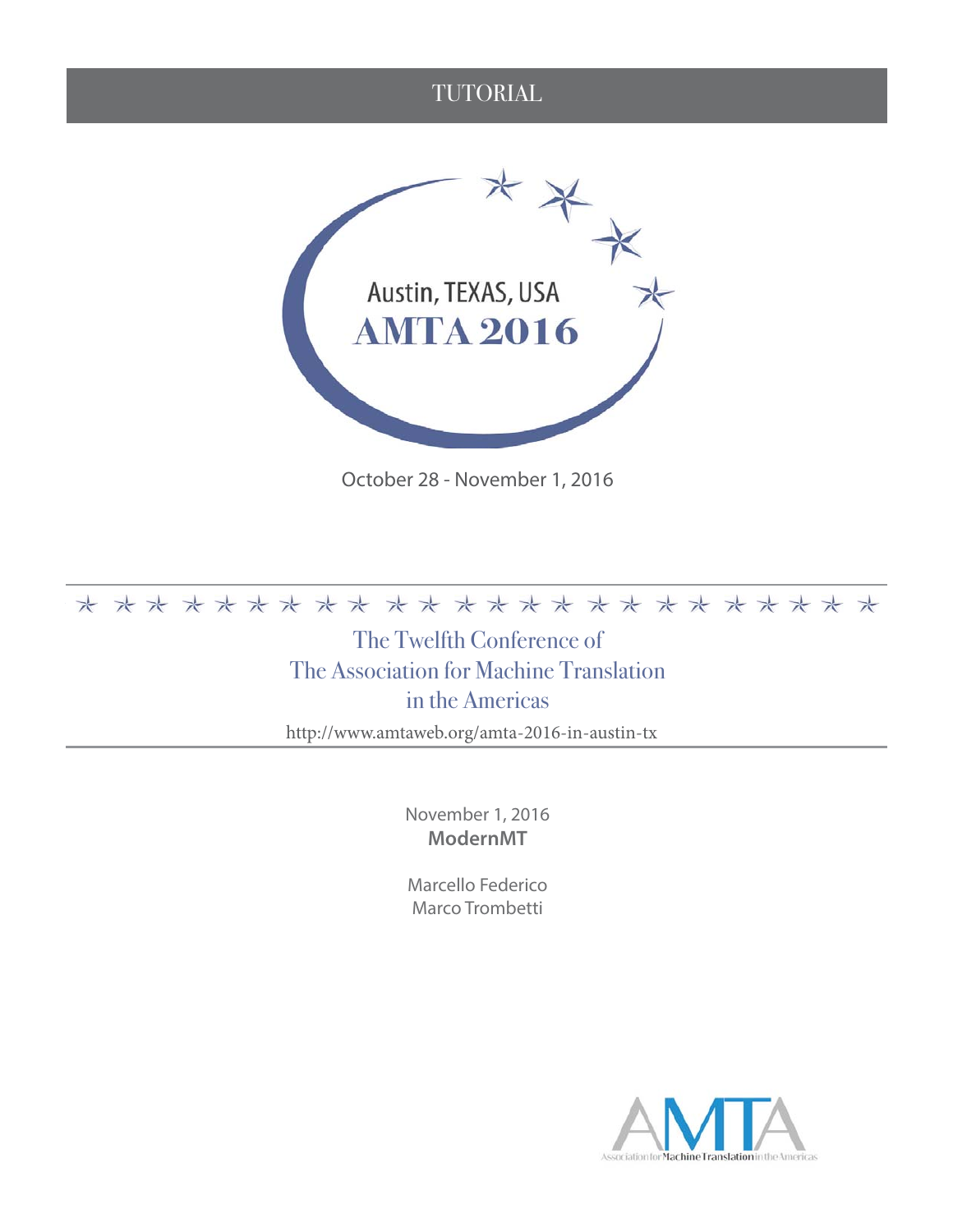TUTORIAL

Austin, TEXAS, USA

**AMTA 2016**

October 28 - November 1, 2016

# The Twelfth Conference of The Association for Machine Translation in the Americas

http://www.amtaweb.org/amta-2016-in-austin-tx

November 1, 2016

**ModernMT**

Marcello Federico
Marco Trombetti

AMTA
Association for Machine Translation in the Americas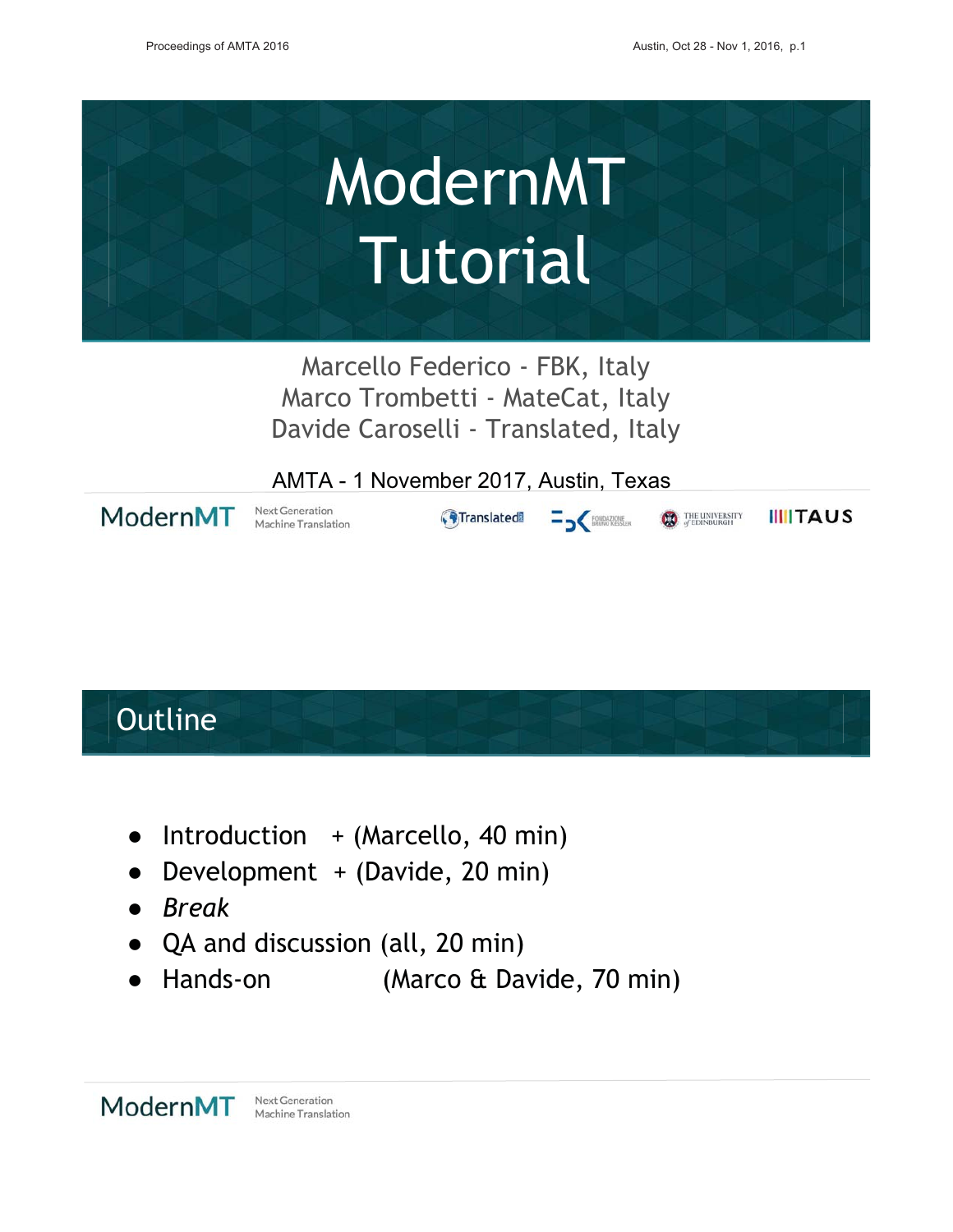# ModernMT Tutorial

Marcello Federico - FBK, Italy
Marco Trombetti - MateCat, Italy
Davide Caroselli - Translated, Italy

AMTA - 1 November 2017, Austin, Texas

ModernMT Next Generation Machine Translation

Translated · Fondazione Bruno Kessler · The University of Edinburgh · TAUS

## Outline

- Introduction + (Marcello, 40 min)
- Development + (Davide, 20 min)
- *Break*
- QA and discussion (all, 20 min)
- Hands-on (Marco & Davide, 70 min)

ModernMT Next Generation Machine Translation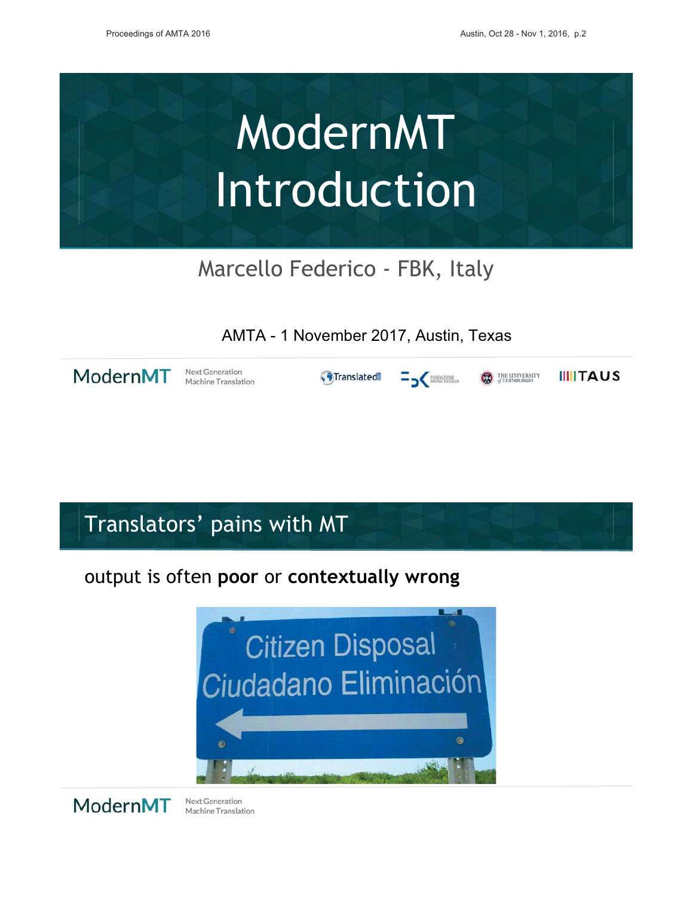# ModernMT Introduction

Marcello Federico - FBK, Italy

AMTA - 1 November 2017, Austin, Texas

ModernMT Next Generation Machine Translation

## Translators' pains with MT

output is often **poor** or **contextually wrong**

Citizen Disposal
Ciudadano Eliminación

ModernMT Next Generation Machine Translation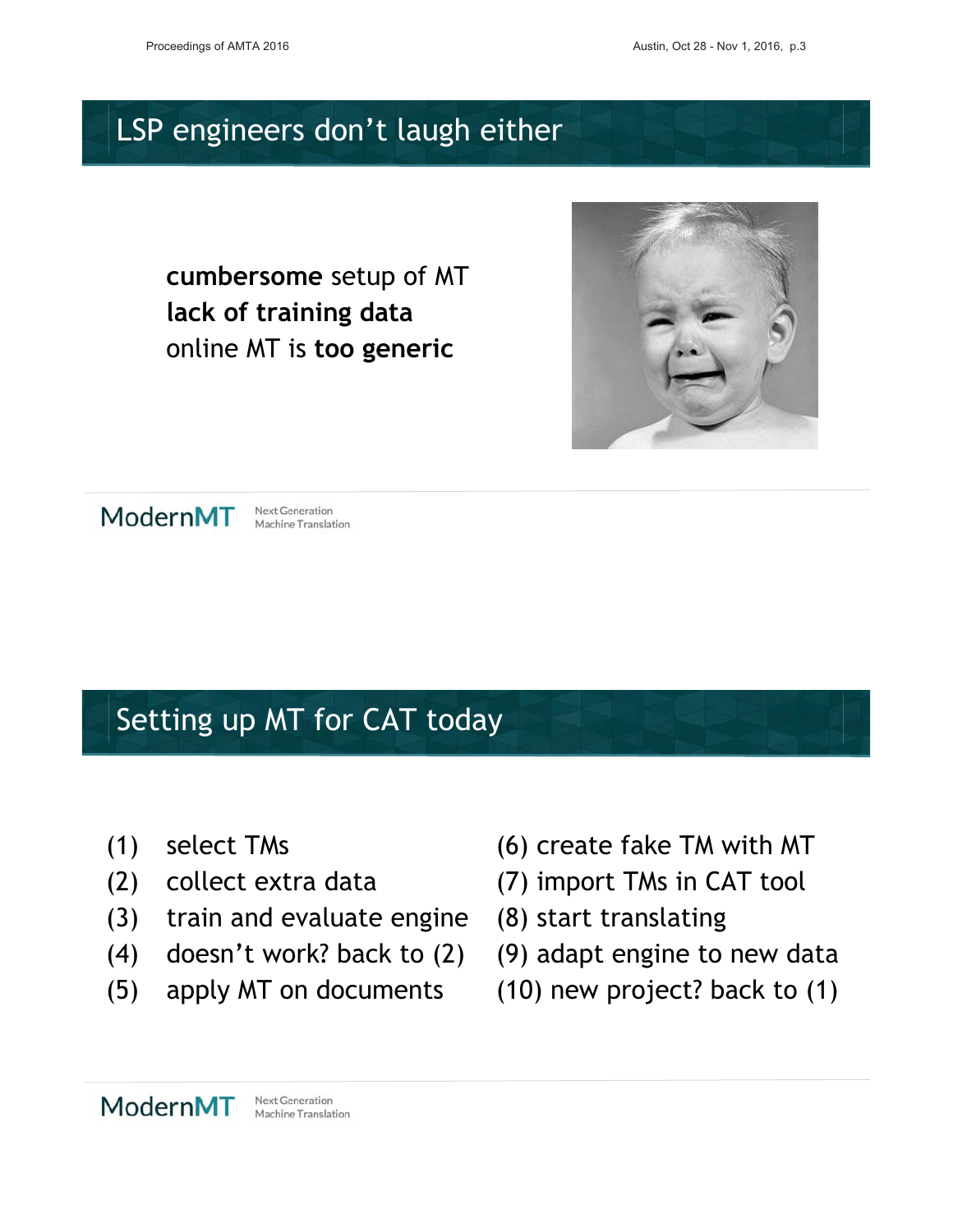## LSP engineers don't laugh either

**cumbersome** setup of MT
**lack of training data**
online MT is **too generic**

ModernMT Next Generation Machine Translation

## Setting up MT for CAT today

(1) select TMs
(2) collect extra data
(3) train and evaluate engine
(4) doesn't work? back to (2)
(5) apply MT on documents
(6) create fake TM with MT
(7) import TMs in CAT tool
(8) start translating
(9) adapt engine to new data
(10) new project? back to (1)

ModernMT Next Generation Machine Translation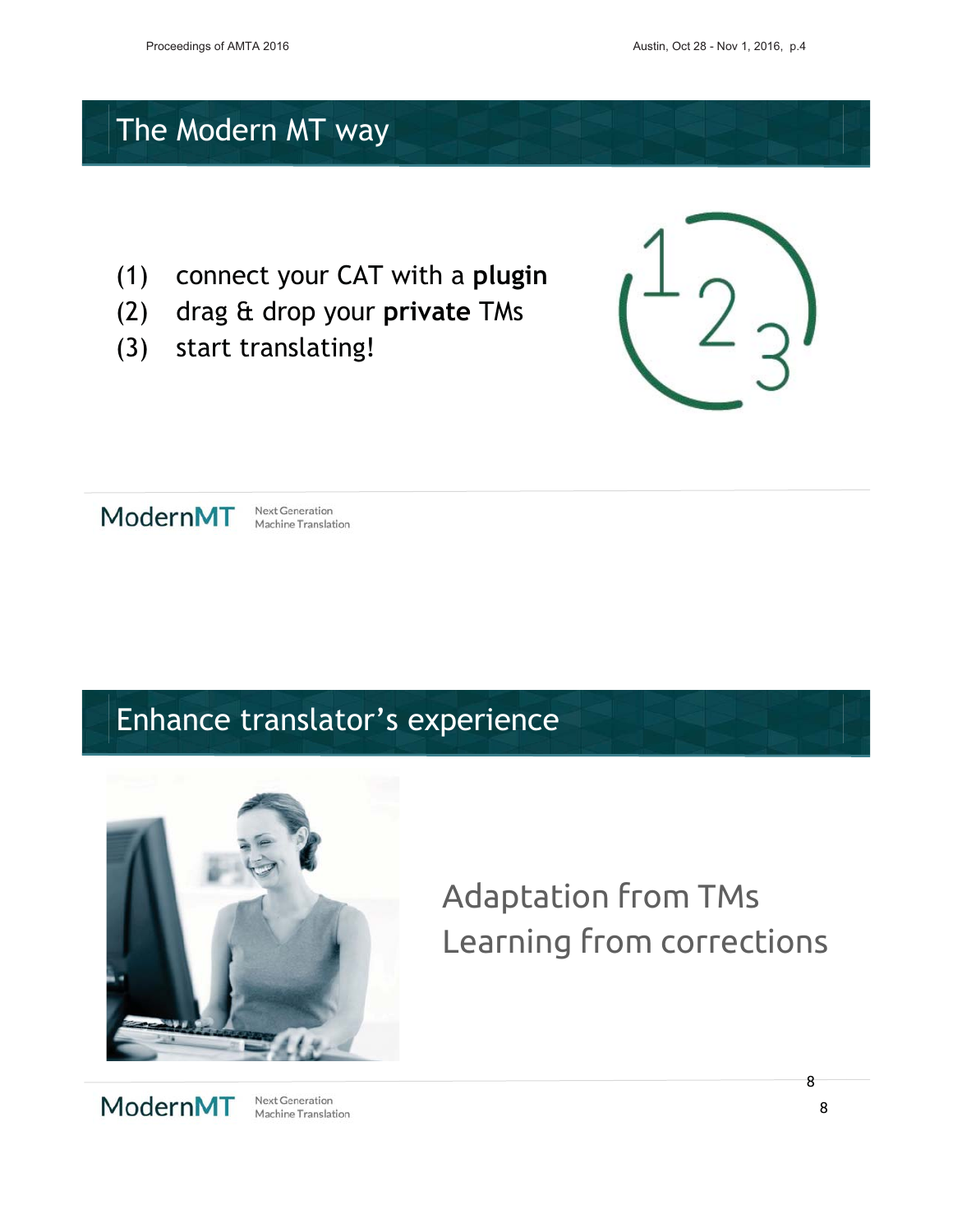## The Modern MT way

(1) connect your CAT with a **plugin**
(2) drag & drop your **private** TMs
(3) start translating!

ModernMT Next Generation Machine Translation

## Enhance translator's experience

Adaptation from TMs
Learning from corrections

ModernMT Next Generation Machine Translation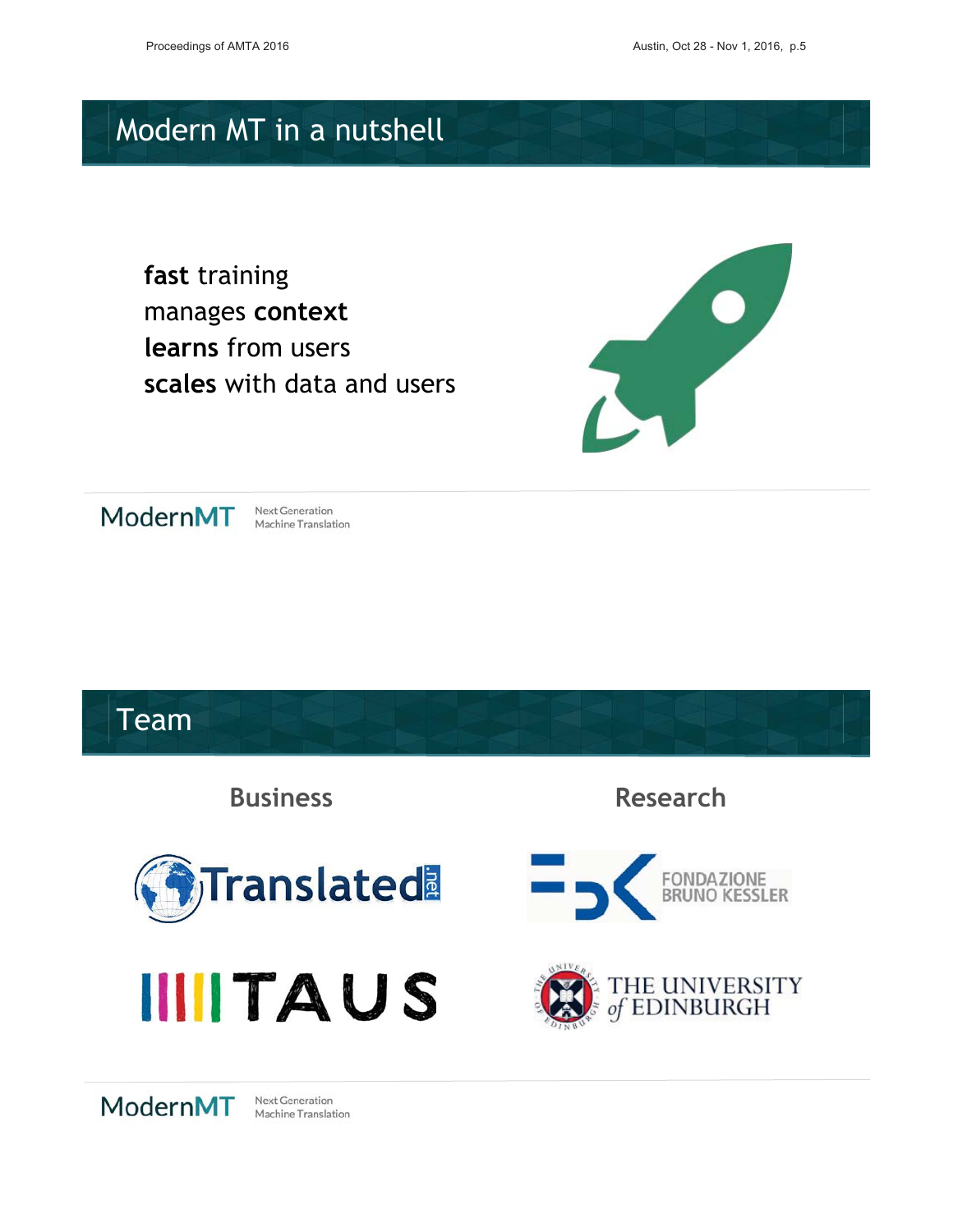## Modern MT in a nutshell

**fast** training
manages **context**
**learns** from users
**scales** with data and users

ModernMT Next Generation Machine Translation

## Team

### Business

Translated.net

TAUS

### Research

FONDAZIONE BRUNO KESSLER

THE UNIVERSITY of EDINBURGH

ModernMT Next Generation Machine Translation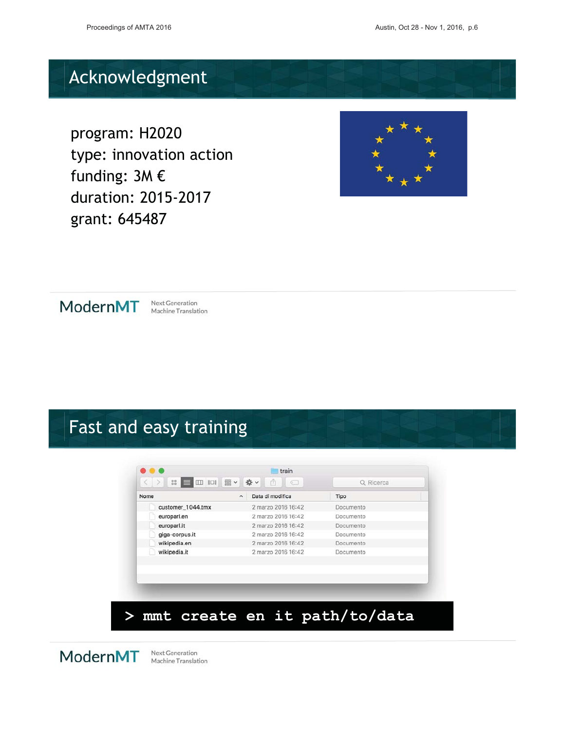# Acknowledgment

program: H2020
type: innovation action
funding: 3M €
duration: 2015-2017
grant: 645487

ModernMT Next Generation Machine Translation

# Fast and easy training

train

| Nome | Data di modifica | Tipo |
|---|---|---|
| customer_1044.tmx | 2 marzo 2016 16:42 | Documento |
| europarl.en | 2 marzo 2016 16:42 | Documento |
| europarl.it | 2 marzo 2016 16:42 | Documento |
| giga-corpus.it | 2 marzo 2016 16:42 | Documento |
| wikipedia.en | 2 marzo 2016 16:42 | Documento |
| wikipedia.it | 2 marzo 2016 16:42 | Documento |

```
> mmt create en it path/to/data
```

ModernMT Next Generation Machine Translation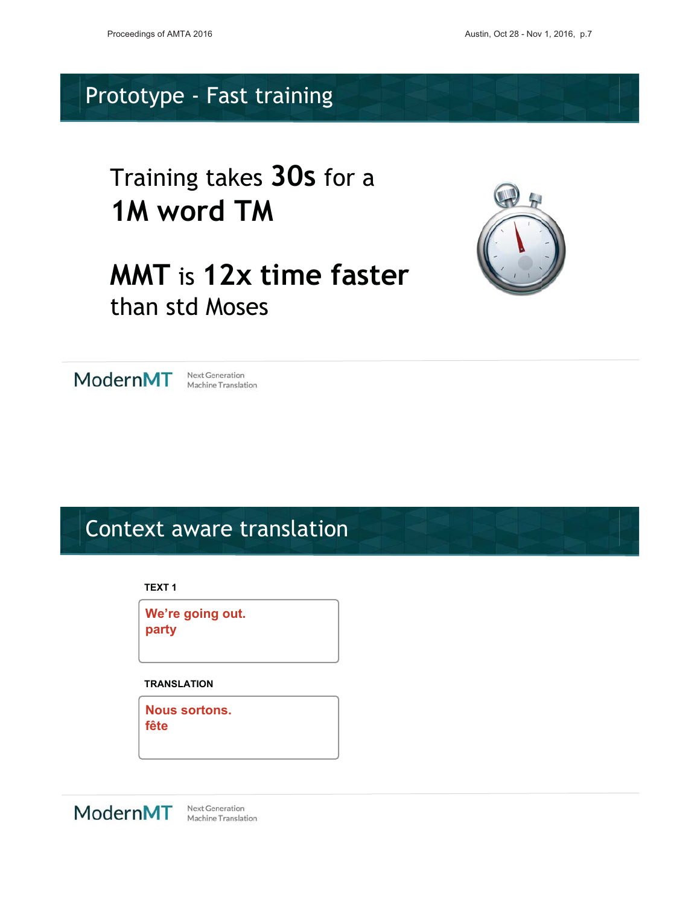## Prototype - Fast training

Training takes **30s** for a **1M word TM**

**MMT** is **12x time faster** than std Moses

ModernMT Next Generation Machine Translation

## Context aware translation

**TEXT 1**

We're going out.
party

**TRANSLATION**

Nous sortons.
fête

ModernMT Next Generation Machine Translation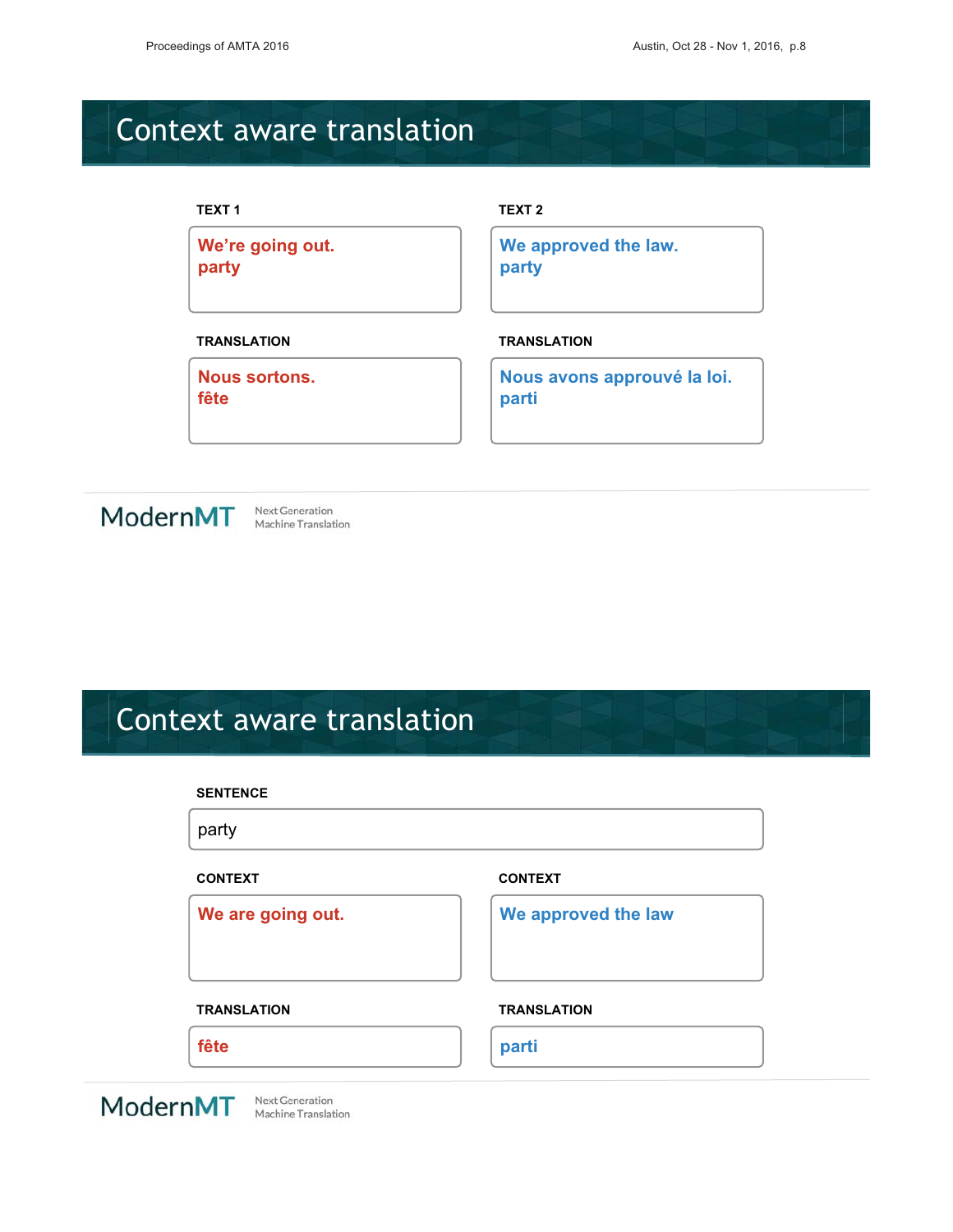# Context aware translation

**TEXT 1**

We're going out.
party

**TEXT 2**

We approved the law.
party

**TRANSLATION**

Nous sortons.
fête

**TRANSLATION**

Nous avons approuvé la loi.
parti

ModernMT Next Generation Machine Translation

# Context aware translation

**SENTENCE**

party

**CONTEXT**

We are going out.

**CONTEXT**

We approved the law

**TRANSLATION**

fête

**TRANSLATION**

parti

ModernMT Next Generation Machine Translation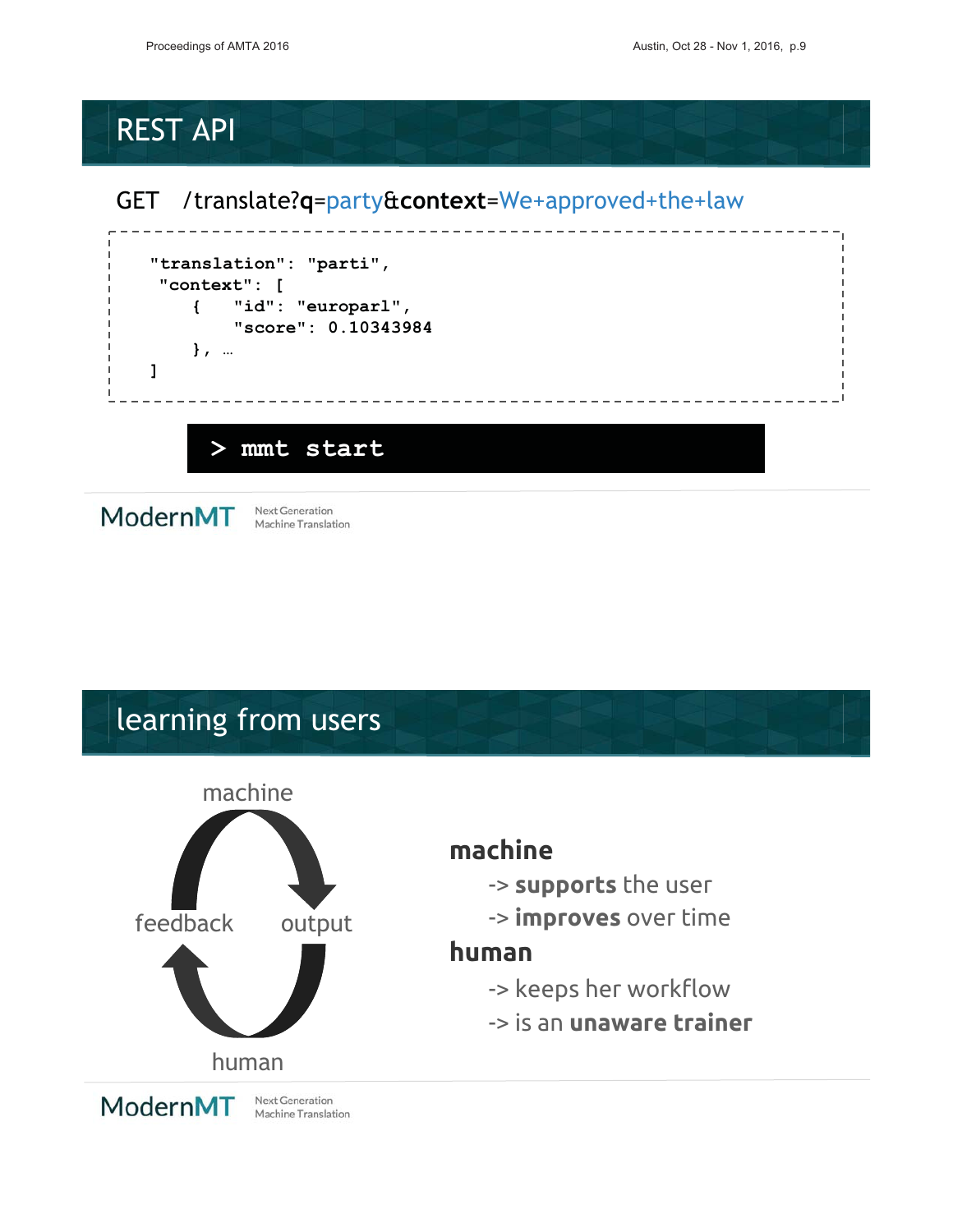## REST API

GET /translate?**q**=party&**context**=We+approved+the+law

```
"translation": "parti",
 "context": [
    {   "id": "europarl",
        "score": 0.10343984
    }, …
]
```

```
> mmt start
```

ModernMT Next Generation Machine Translation

## learning from users

machine

feedback output

human

**machine**

- -> **supports** the user
- -> **improves** over time

**human**

- -> keeps her workflow
- -> is an **unaware trainer**

ModernMT Next Generation Machine Translation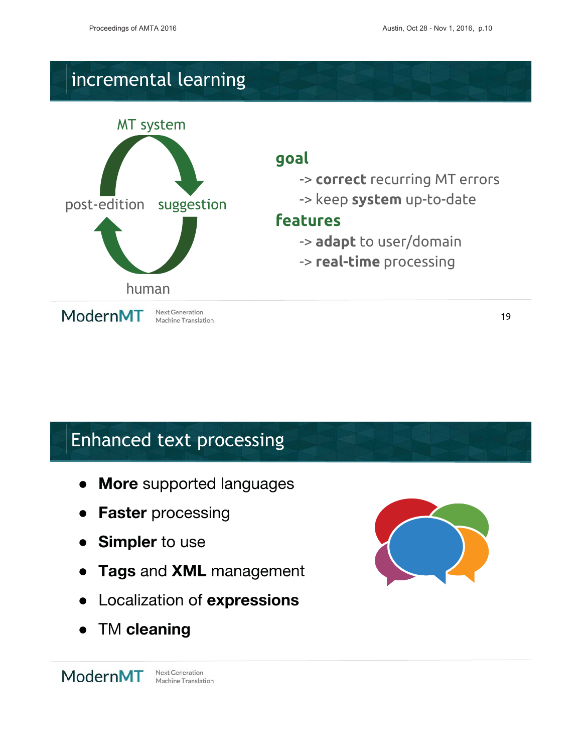## incremental learning

MT system

post-edition suggestion

human

**goal**

-> **correct** recurring MT errors

-> keep **system** up-to-date

**features**

-> **adapt** to user/domain

-> **real-time** processing

ModernMT Next Generation Machine Translation

## Enhanced text processing

- **More** supported languages
- **Faster** processing
- **Simpler** to use
- **Tags** and **XML** management
- Localization of **expressions**
- TM **cleaning**

ModernMT Next Generation Machine Translation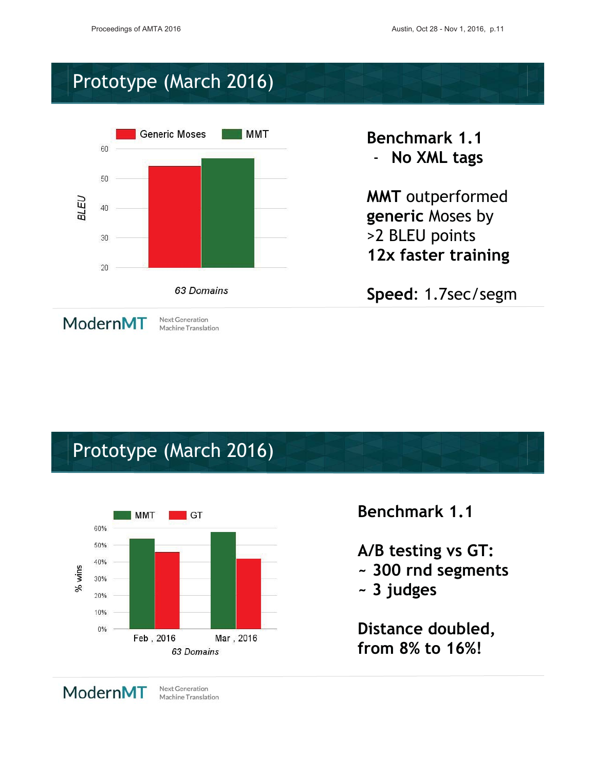## Prototype (March 2016)

Generic Moses | MMT

BLEU

63 Domains

**Benchmark 1.1**

- **No XML tags**

**MMT** outperformed **generic** Moses by >2 BLEU points

**12x faster training**

**Speed:** 1.7sec/segm

ModernMT — Next Generation Machine Translation

## Prototype (March 2016)

MMT | GT

% wins

Feb , 2016 | Mar , 2016

63 Domains

**Benchmark 1.1**

**A/B testing vs GT:**

**~ 300 rnd segments**

**~ 3 judges**

**Distance doubled, from 8% to 16%!**

ModernMT — Next Generation Machine Translation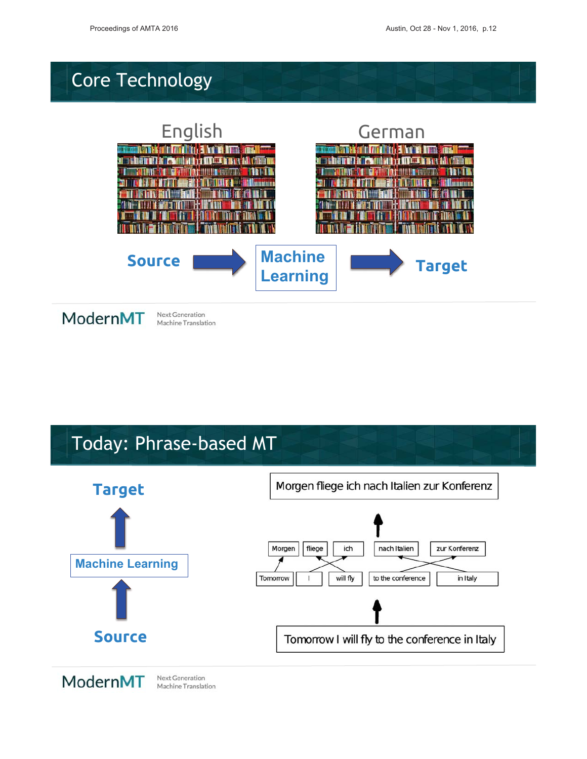## Core Technology

English

German

Source → Machine Learning → Target

ModernMT Next Generation Machine Translation

## Today: Phrase-based MT

Target

↑

Machine Learning

↑

Source

Morgen fliege ich nach Italien zur Konferenz

Morgen | fliege | ich | nach Italien | zur Konferenz

Tomorrow | I | will fly | to the conference | in Italy

Tomorrow I will fly to the conference in Italy

ModernMT Next Generation Machine Translation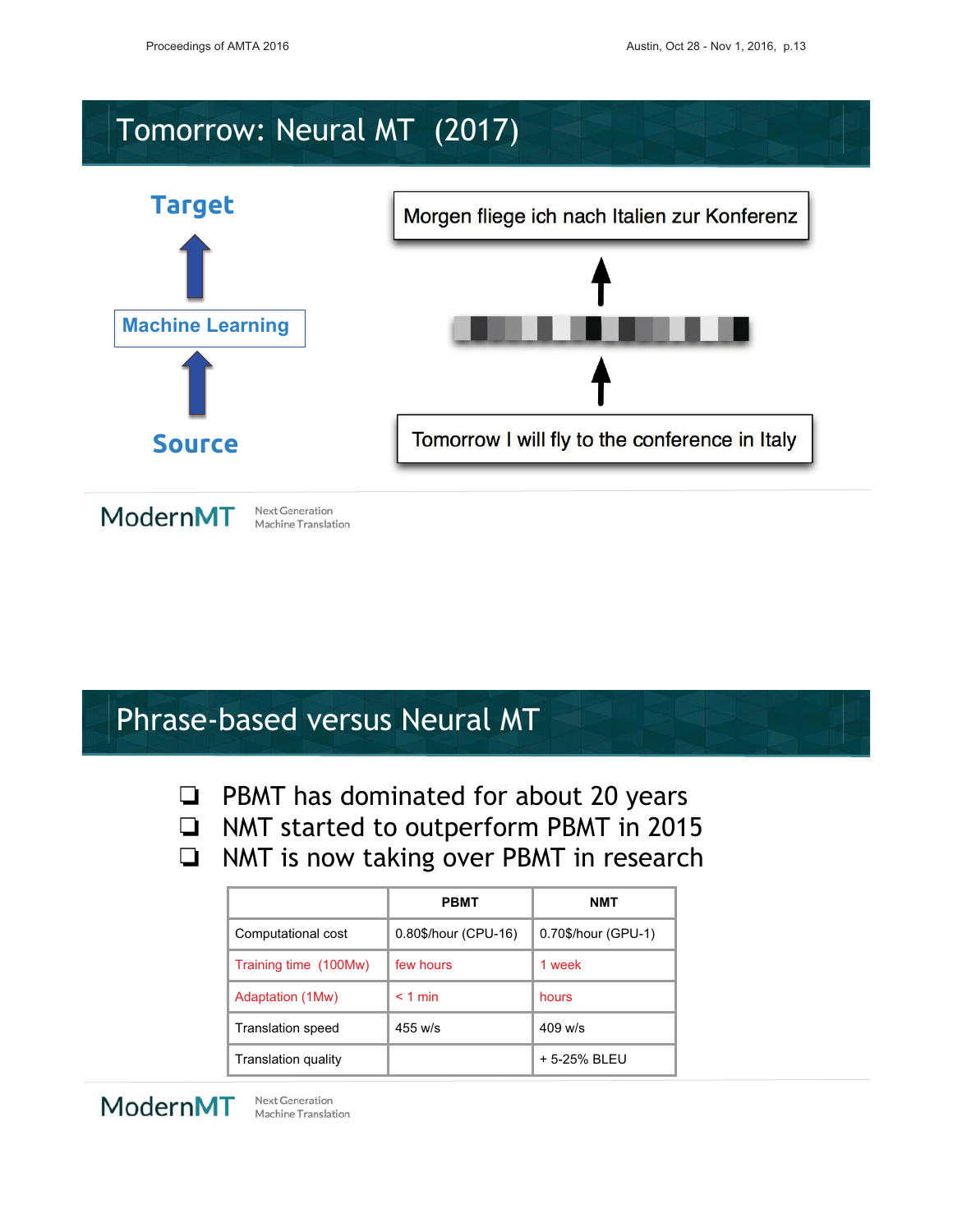# Tomorrow: Neural MT (2017)

**Target**

↑

**Machine Learning**

↑

**Source**

Morgen fliege ich nach Italien zur Konferenz

↑

↑

Tomorrow I will fly to the conference in Italy

ModernMT Next Generation Machine Translation

# Phrase-based versus Neural MT

- PBMT has dominated for about 20 years
- NMT started to outperform PBMT in 2015
- NMT is now taking over PBMT in research

| | PBMT | NMT |
|---|---|---|
| Computational cost | 0.80$/hour (CPU-16) | 0.70$/hour (GPU-1) |
| Training time (100Mw) | few hours | 1 week |
| Adaptation (1Mw) | < 1 min | hours |
| Translation speed | 455 w/s | 409 w/s |
| Translation quality | | + 5-25% BLEU |

ModernMT Next Generation Machine Translation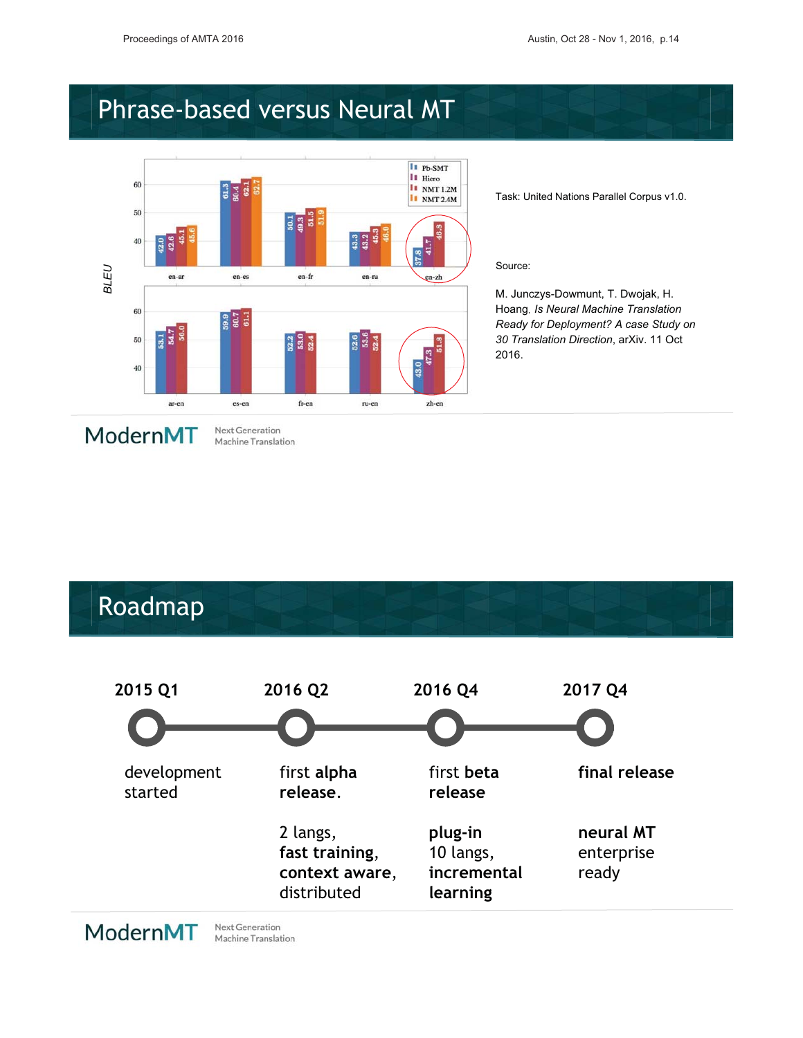# Phrase-based versus Neural MT

| BLEU | Pb-SMT | Hiero | NMT 1.2M | NMT 2.4M |
|---|---|---|---|---|
| en-ar | 42.0 | 42.6 | 45.1 | 45.6 |
| en-es | 61.3 | 60.4 | 62.1 | 62.7 |
| en-fr | 50.1 | 49.3 | 51.5 | 51.9 |
| en-ru | 43.3 | 43.2 | 45.3 | 46.0 |
| en-zh | 37.8 | 41.7 | 46.8 | |
| ar-en | 53.1 | 54.7 | 56.0 | |
| es-en | 59.9 | 60.7 | 61.1 | |
| fr-en | 52.2 | 53.0 | 52.4 | |
| ru-en | 52.6 | 53.6 | 52.4 | |
| zh-en | 43.0 | 47.3 | 51.8 | |

Task: United Nations Parallel Corpus v1.0.

Source:

M. Junczys-Dowmunt, T. Dwojak, H. Hoang, *Is Neural Machine Translation Ready for Deployment? A case Study on 30 Translation Direction*, arXiv. 11 Oct 2016.

ModernMT Next Generation Machine Translation

# Roadmap

**2015 Q1**

development started

**2016 Q2**

first **alpha release.**

2 langs, **fast training**, **context aware**, distributed

**2016 Q4**

first **beta release**

**plug-in** 10 langs, **incremental learning**

**2017 Q4**

**final release**

**neural MT** enterprise ready

ModernMT Next Generation Machine Translation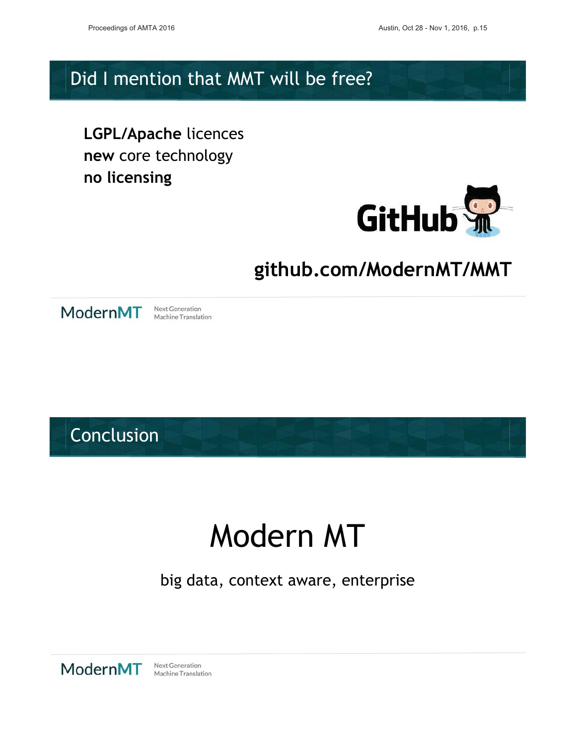## Did I mention that MMT will be free?

**LGPL/Apache** licences
**new** core technology
**no licensing**

GitHub

**github.com/ModernMT/MMT**

ModernMT Next Generation Machine Translation

## Conclusion

# Modern MT

big data, context aware, enterprise

ModernMT Next Generation Machine Translation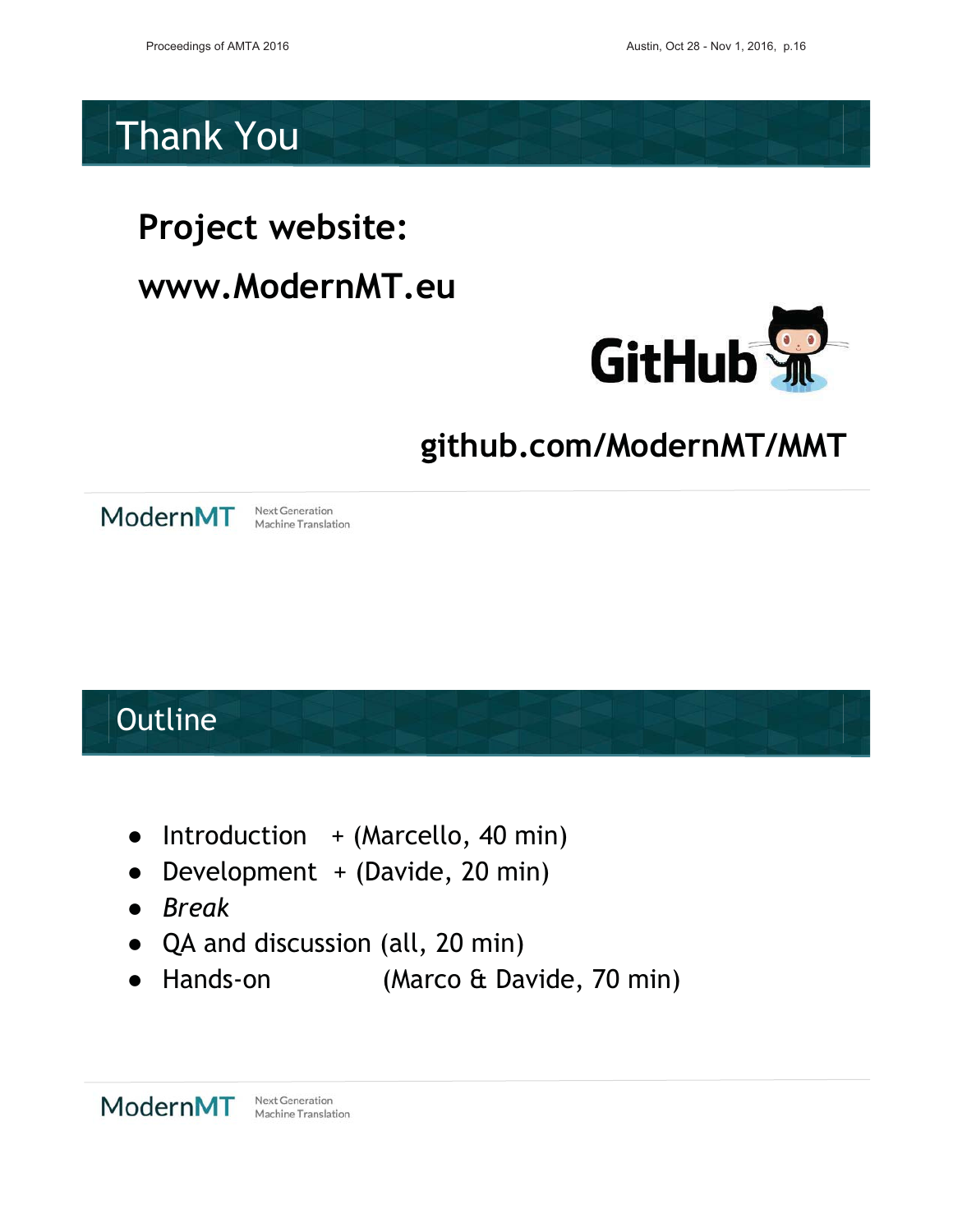# Thank You

**Project website:**

**www.ModernMT.eu**

GitHub

**github.com/ModernMT/MMT**

ModernMT Next Generation Machine Translation

# Outline

- Introduction + (Marcello, 40 min)
- Development + (Davide, 20 min)
- *Break*
- QA and discussion (all, 20 min)
- Hands-on (Marco & Davide, 70 min)

ModernMT Next Generation Machine Translation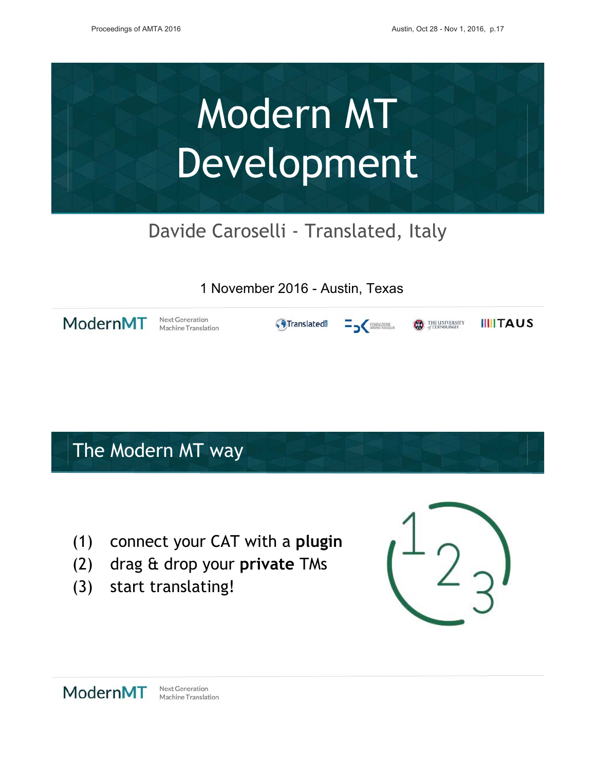# Modern MT Development

Davide Caroselli - Translated, Italy

1 November 2016 - Austin, Texas

ModernMT Next Generation Machine Translation

## The Modern MT way

(1) connect your CAT with a **plugin**
(2) drag & drop your **private** TMs
(3) start translating!

ModernMT Next Generation Machine Translation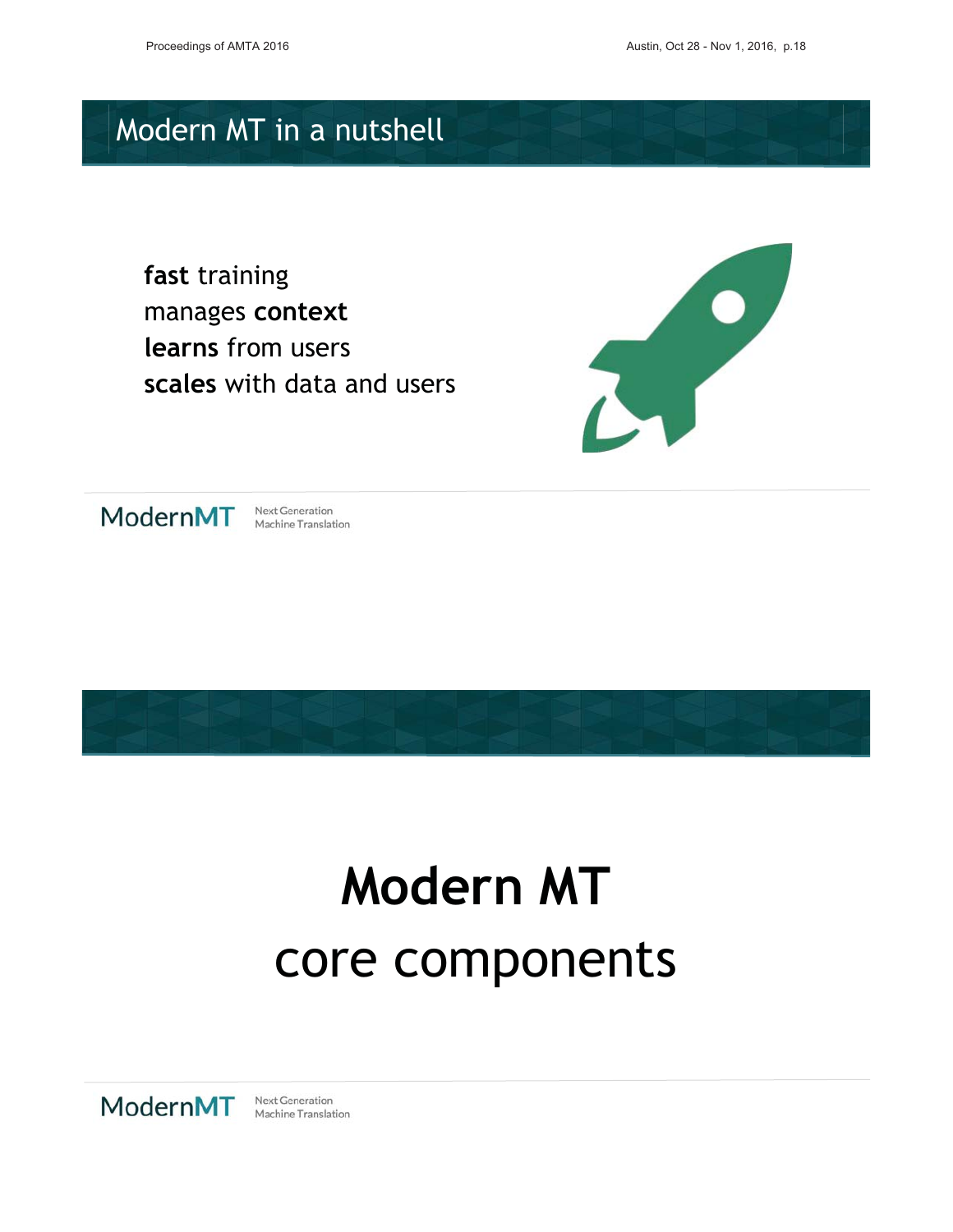## Modern MT in a nutshell

**fast** training
manages **context**
**learns** from users
**scales** with data and users

ModernMT Next Generation Machine Translation

# **Modern MT**
# core components

ModernMT Next Generation Machine Translation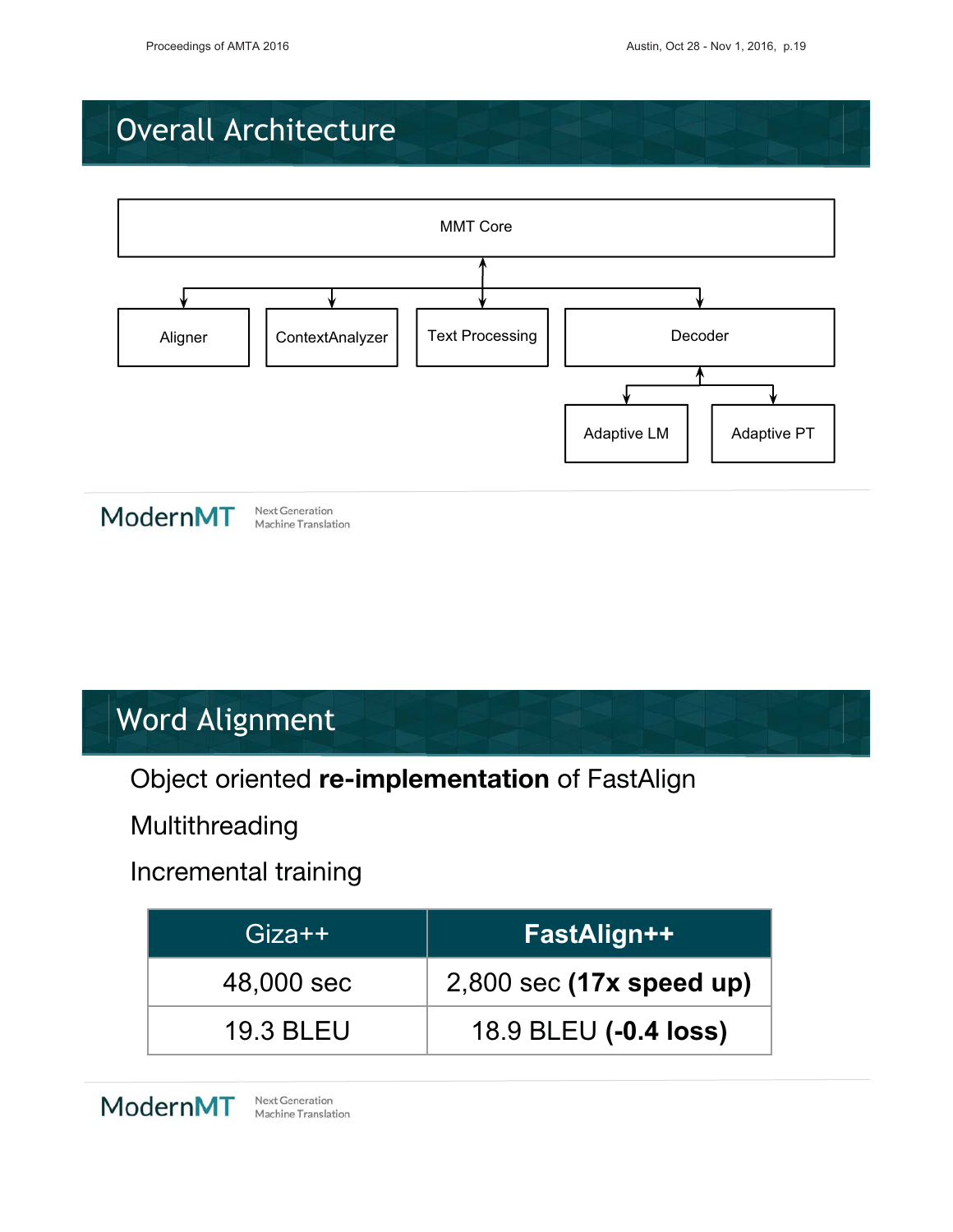## Overall Architecture

MMT Core

Aligner

ContextAnalyzer

Text Processing

Decoder

Adaptive LM

Adaptive PT

ModernMT Next Generation Machine Translation

## Word Alignment

Object oriented **re-implementation** of FastAlign

Multithreading

Incremental training

| Giza++ | **FastAlign++** |
|---|---|
| 48,000 sec | 2,800 sec **(17x speed up)** |
| 19.3 BLEU | 18.9 BLEU **(-0.4 loss)** |

ModernMT Next Generation Machine Translation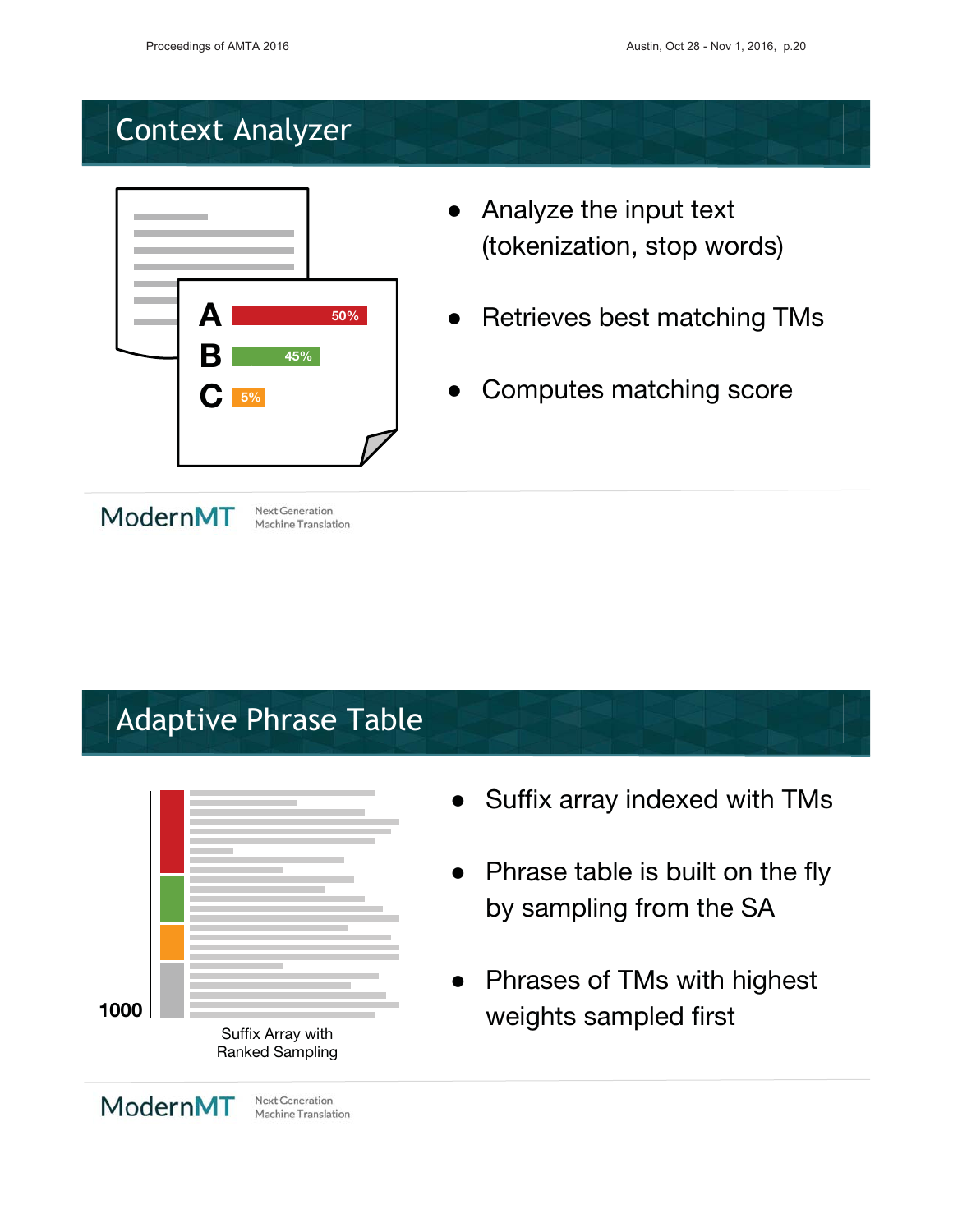## Context Analyzer

A 50%
B 45%
C 5%

- Analyze the input text (tokenization, stop words)
- Retrieves best matching TMs
- Computes matching score

ModernMT Next Generation Machine Translation

## Adaptive Phrase Table

1000

Suffix Array with Ranked Sampling

- Suffix array indexed with TMs
- Phrase table is built on the fly by sampling from the SA
- Phrases of TMs with highest weights sampled first

ModernMT Next Generation Machine Translation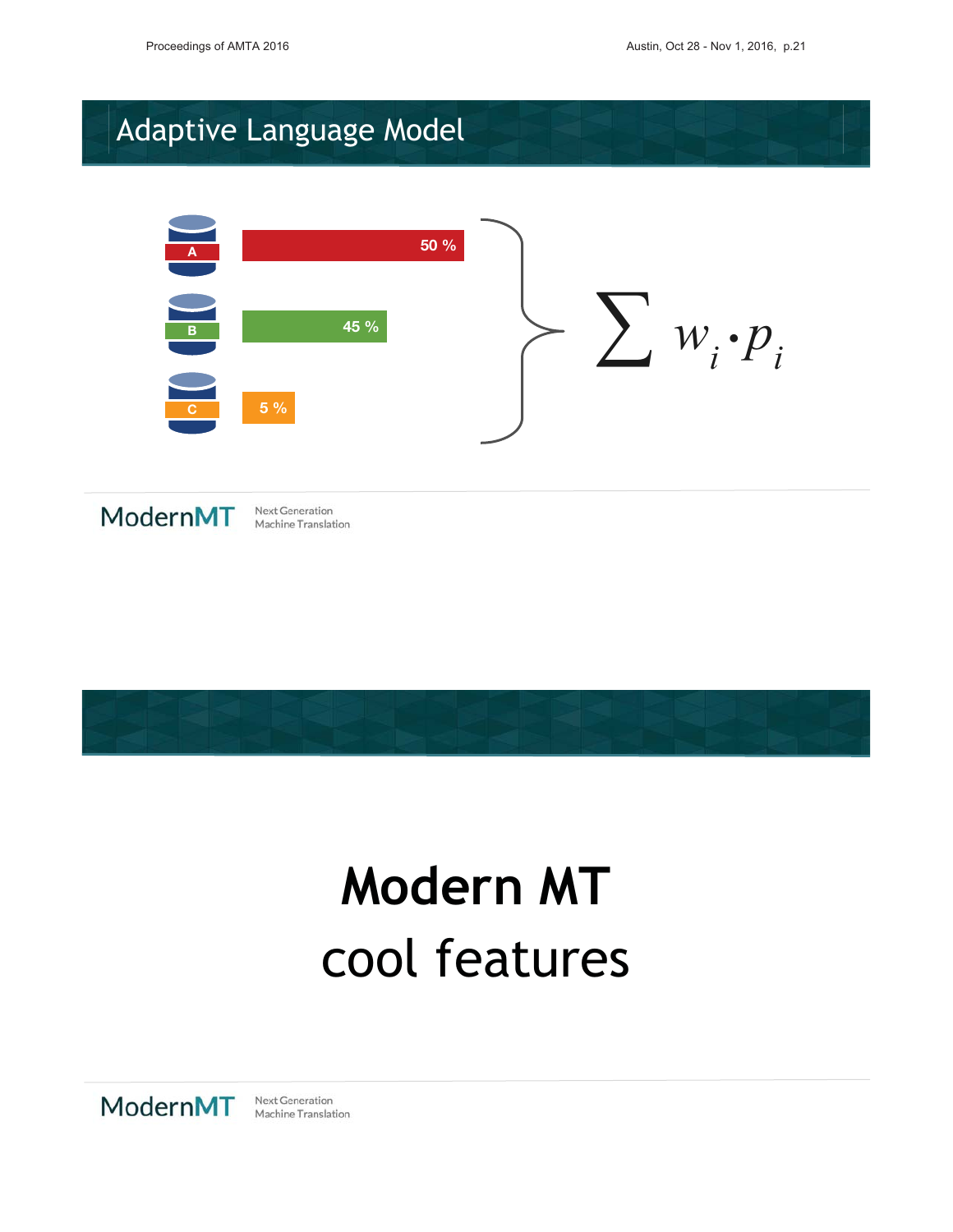# Adaptive Language Model

| | |
|---|---|
| A | 50 % |
| B | 45 % |
| C | 5 % |

$$\sum w_i \cdot p_i$$

ModernMT Next Generation Machine Translation

# Modern MT

cool features

ModernMT Next Generation Machine Translation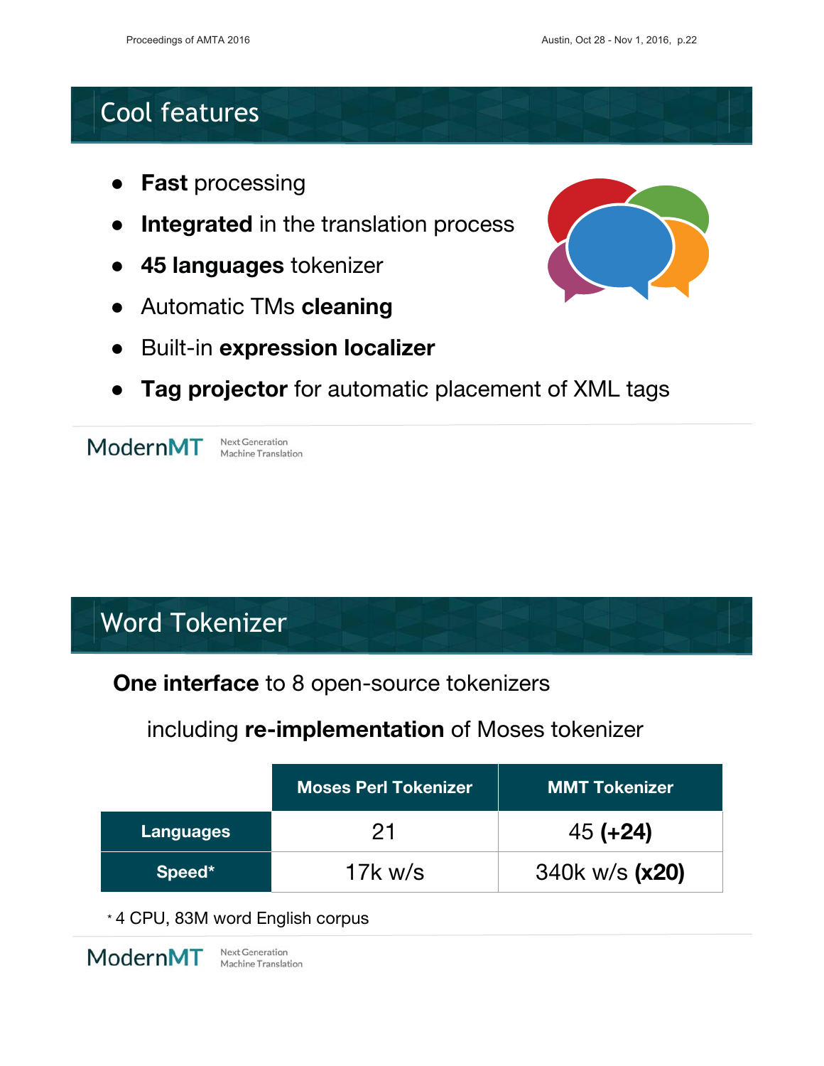## Cool features

- **Fast** processing
- **Integrated** in the translation process
- **45 languages** tokenizer
- Automatic TMs **cleaning**
- Built-in **expression localizer**
- **Tag projector** for automatic placement of XML tags

ModernMT Next Generation Machine Translation

## Word Tokenizer

**One interface** to 8 open-source tokenizers

including **re-implementation** of Moses tokenizer

| | Moses Perl Tokenizer | MMT Tokenizer |
|---|---|---|
| **Languages** | 21 | 45 **(+24)** |
| **Speed*** | 17k w/s | 340k w/s **(x20)** |

* 4 CPU, 83M word English corpus

ModernMT Next Generation Machine Translation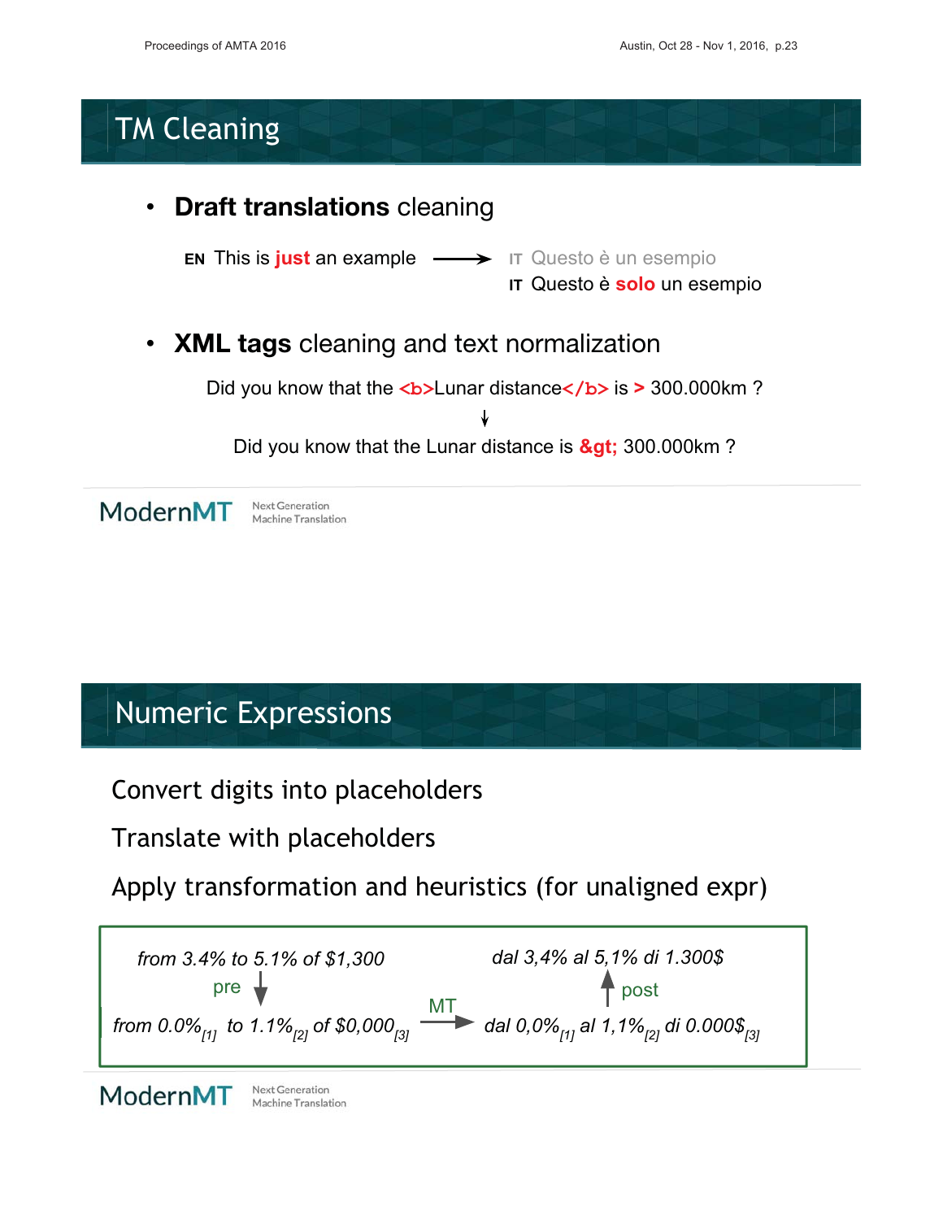# TM Cleaning

- **Draft translations** cleaning

  **EN** This is **just** an example → **IT** Questo è un esempio
  **IT** Questo è **solo** un esempio

- **XML tags** cleaning and text normalization

  Did you know that the `<b>`Lunar distance`</b>` is **>** 300.000km ?

  ↓

  Did you know that the Lunar distance is **&gt;** 300.000km ?

ModernMT Next Generation Machine Translation

# Numeric Expressions

Convert digits into placeholders

Translate with placeholders

Apply transformation and heuristics (for unaligned expr)

*from 3.4% to 5.1% of $1,300* → pre ↓

*from 0.0%[1] to 1.1%[2] of $0,000[3]* —MT→ *dal 0,0%[1] al 1,1%[2] di 0.000$[3]*

post ↑ *dal 3,4% al 5,1% di 1.300$*

ModernMT Next Generation Machine Translation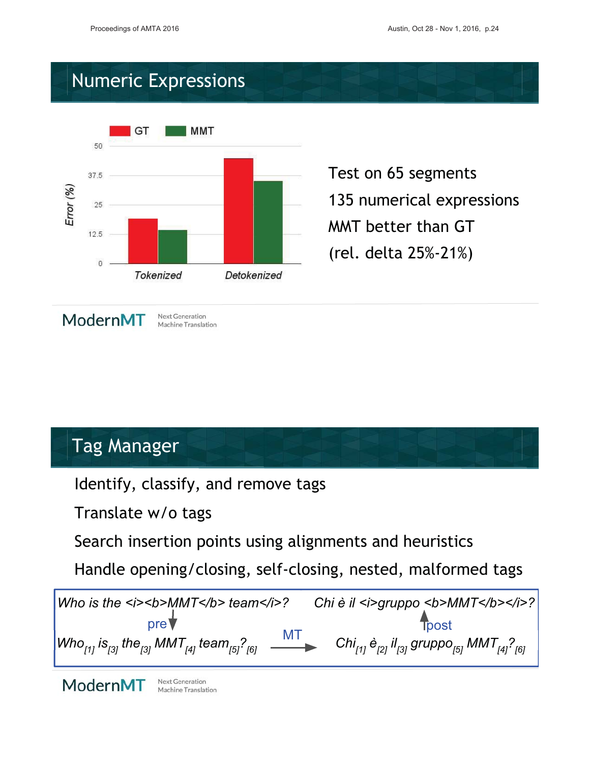## Numeric Expressions

GT | MMT

Error (%)

Tokenized | Detokenized

Test on 65 segments

135 numerical expressions

MMT better than GT

(rel. delta 25%-21%)

ModernMT — Next Generation Machine Translation

## Tag Manager

Identify, classify, and remove tags

Translate w/o tags

Search insertion points using alignments and heuristics

Handle opening/closing, self-closing, nested, malformed tags

*Who is the <i><b>MMT</b> team</i>?* — *Chi è il <i>gruppo <b>MMT</b></i>?*

pre ↓ — ↑ post

$Who_{[1]}$ $is_{[3]}$ $the_{[3]}$ $MMT_{[4]}$ $team_{[5]}$ $?_{[6]}$ —MT→ $Chi_{[1]}$ $è_{[2]}$ $il_{[3]}$ $gruppo_{[5]}$ $MMT_{[4]}$ $?_{[6]}$

ModernMT — Next Generation Machine Translation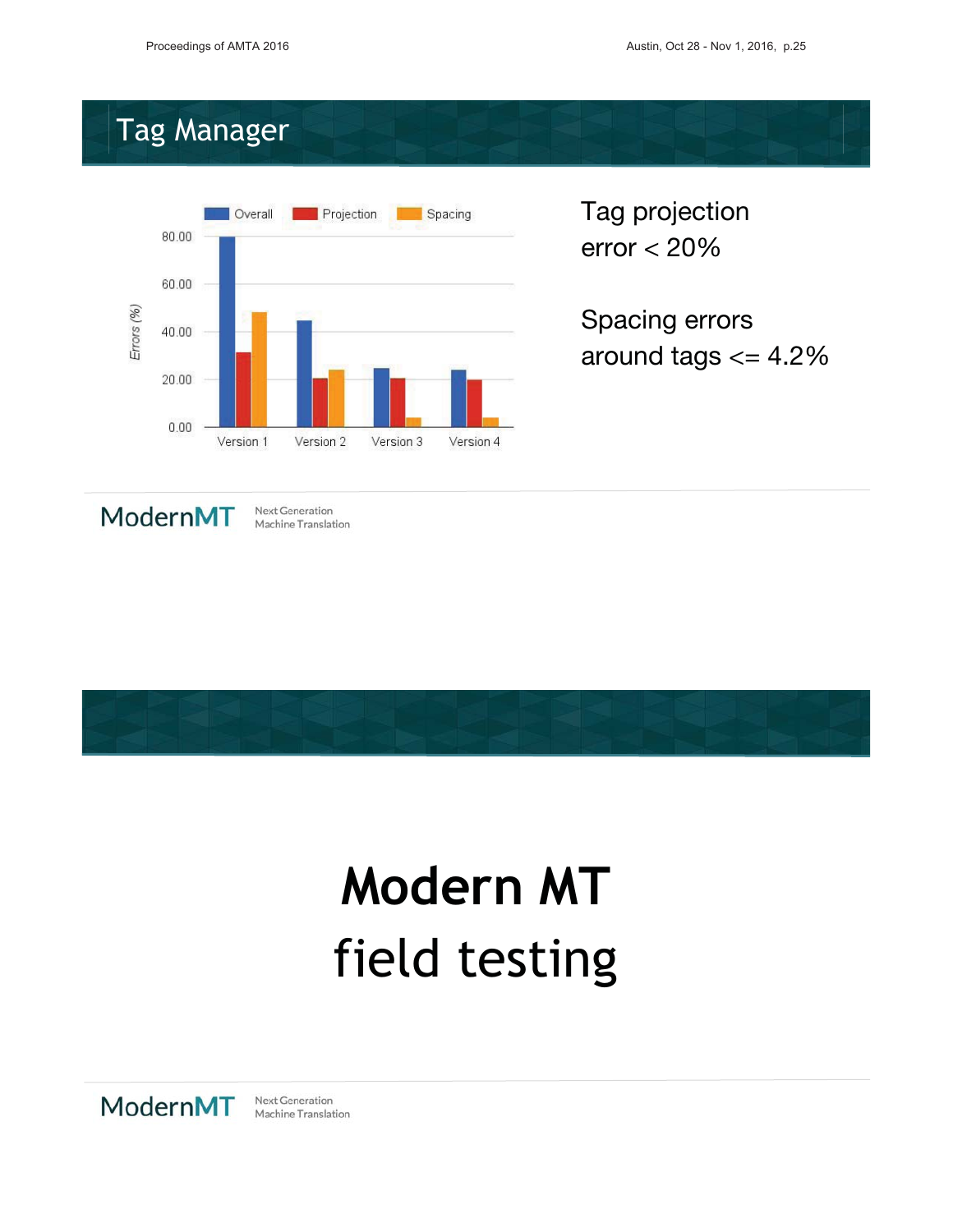## Tag Manager

| | Overall | Projection | Spacing |
|---|---|---|---|
| Version 1 | 80.00 | 31 | 48 |
| Version 2 | 44 | 20 | 24 |
| Version 3 | 24 | 20 | 4 |
| Version 4 | 24 | 20 | 4.2 |

Errors (%)

Tag projection error < 20%

Spacing errors around tags <= 4.2%

ModernMT Next Generation Machine Translation

# Modern MT field testing

ModernMT Next Generation Machine Translation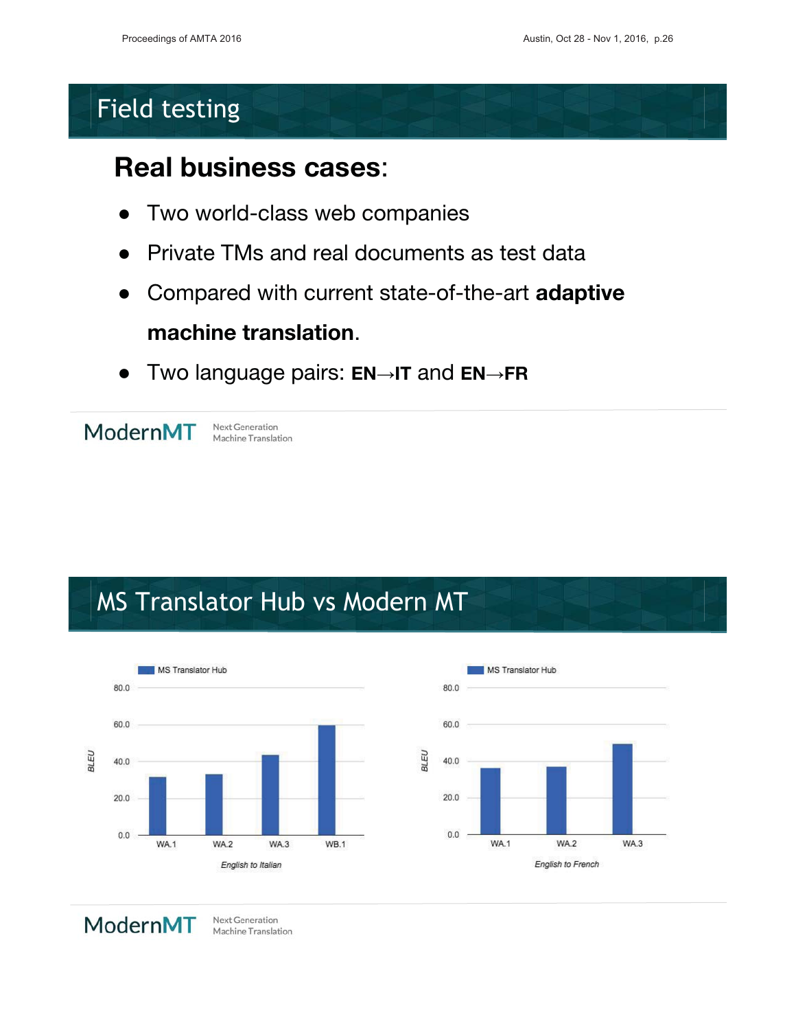# Field testing

## Real business cases:

- Two world-class web companies
- Private TMs and real documents as test data
- Compared with current state-of-the-art **adaptive machine translation**.
- Two language pairs: **EN→IT** and **EN→FR**

ModernMT Next Generation Machine Translation

# MS Translator Hub vs Modern MT

MS Translator Hub

BLEU

80.0
60.0
40.0
20.0
0.0

WA.1 WA.2 WA.3 WB.1

*English to Italian*

MS Translator Hub

BLEU

80.0
60.0
40.0
20.0
0.0

WA.1 WA.2 WA.3

*English to French*

ModernMT Next Generation Machine Translation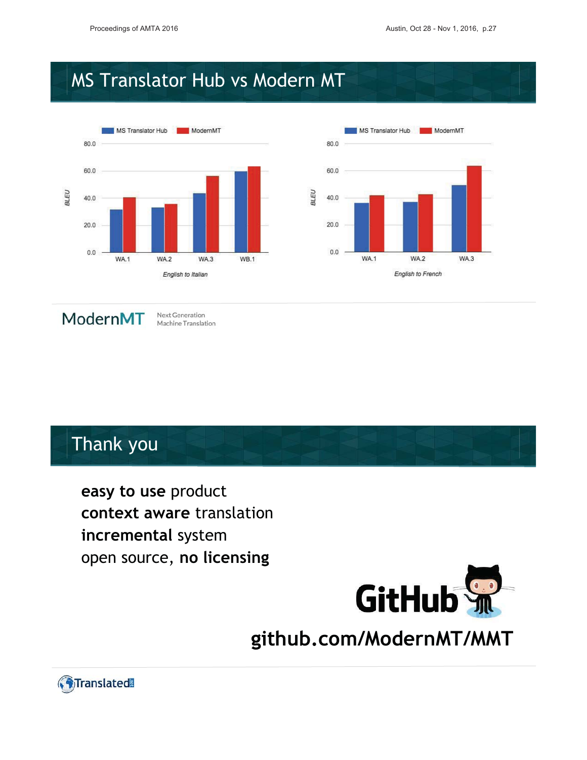## MS Translator Hub vs Modern MT

MS Translator Hub | ModernMT

BLEU

80.0
60.0
40.0
20.0
0.0

WA.1 WA.2 WA.3 WB.1

English to Italian

MS Translator Hub | ModernMT

BLEU

80.0
60.0
40.0
20.0
0.0

WA.1 WA.2 WA.3

English to French

ModernMT Next Generation Machine Translation

## Thank you

**easy to use** product
**context aware** translation
**incremental** system
open source, **no licensing**

GitHub

**github.com/ModernMT/MMT**

Translated